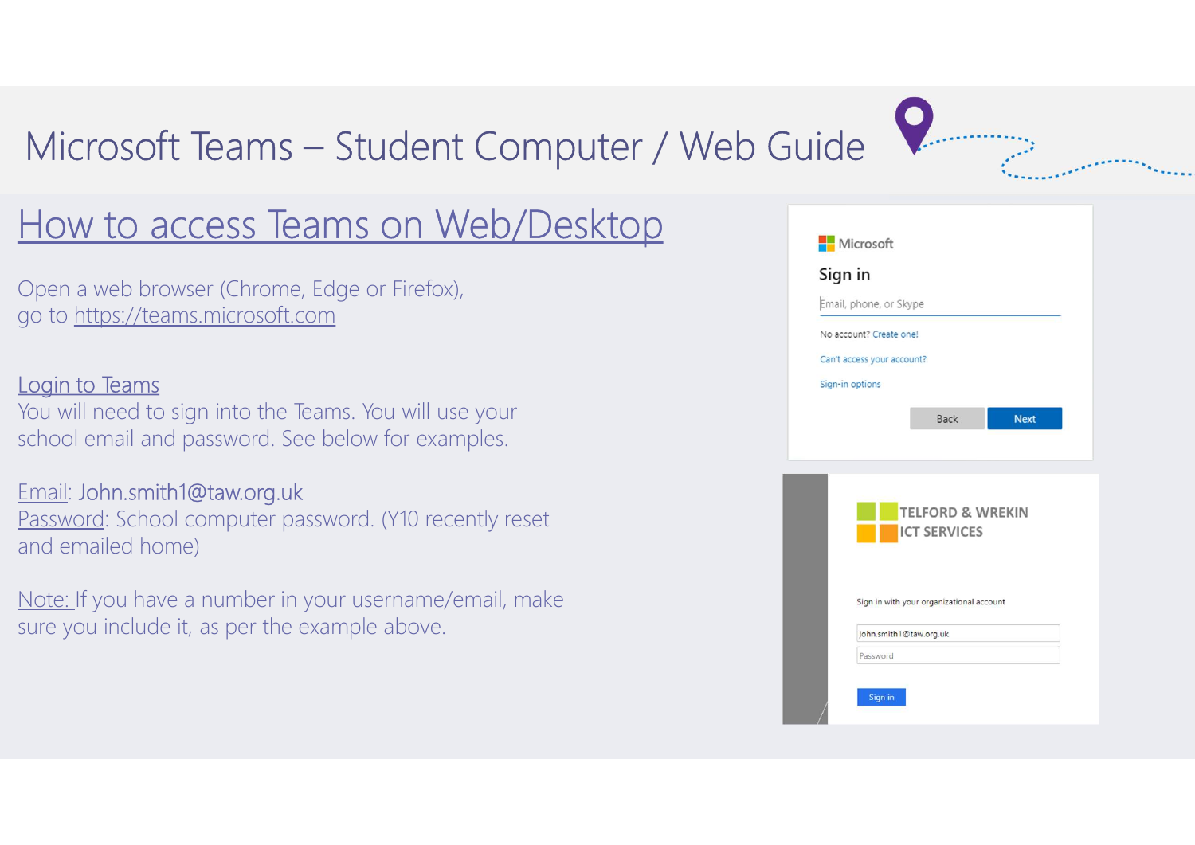# Microsoft Teams – Student Computer / Web Guide

## How to access Teams on Web/Desktop

Open a web browser (Chrome, Edge or Firefox), go to https://teams.microsoft.com

### Login to Teams

You will need to sign into the Teams. You will use your school email and password. See below for examples.

Email: John.smith1@taw.org.uk
Password: School computer password. (Y10 recently reset and emailed home)

Note: If you have a number in your username/email, make sure you include it, as per the example above.

Microsoft

Sign in

Email, phone, or Skype

No account? Create one!

Can't access your account?

Sign-in options

Back Next

TELFORD & WREKIN ICT SERVICES

Sign in with your organizational account

john.smith1@taw.org.uk

Password

Sign in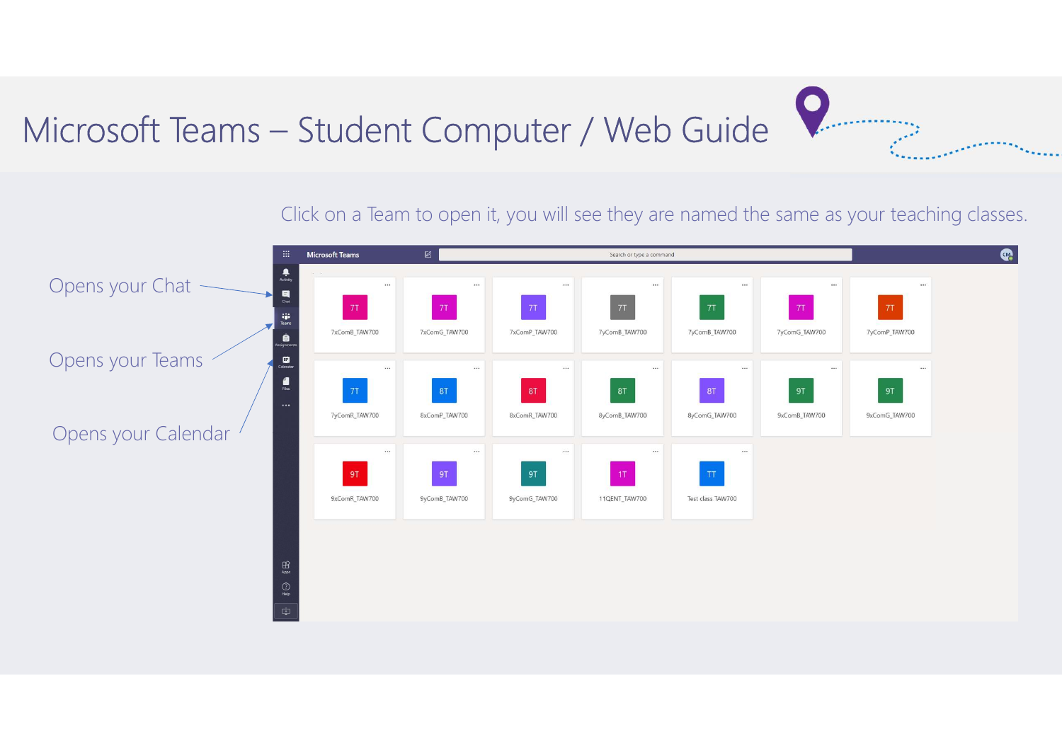# Microsoft Teams – Student Computer / Web Guide

Click on a Team to open it, you will see they are named the same as your teaching classes.

Opens your Chat

Opens your Teams

Opens your Calendar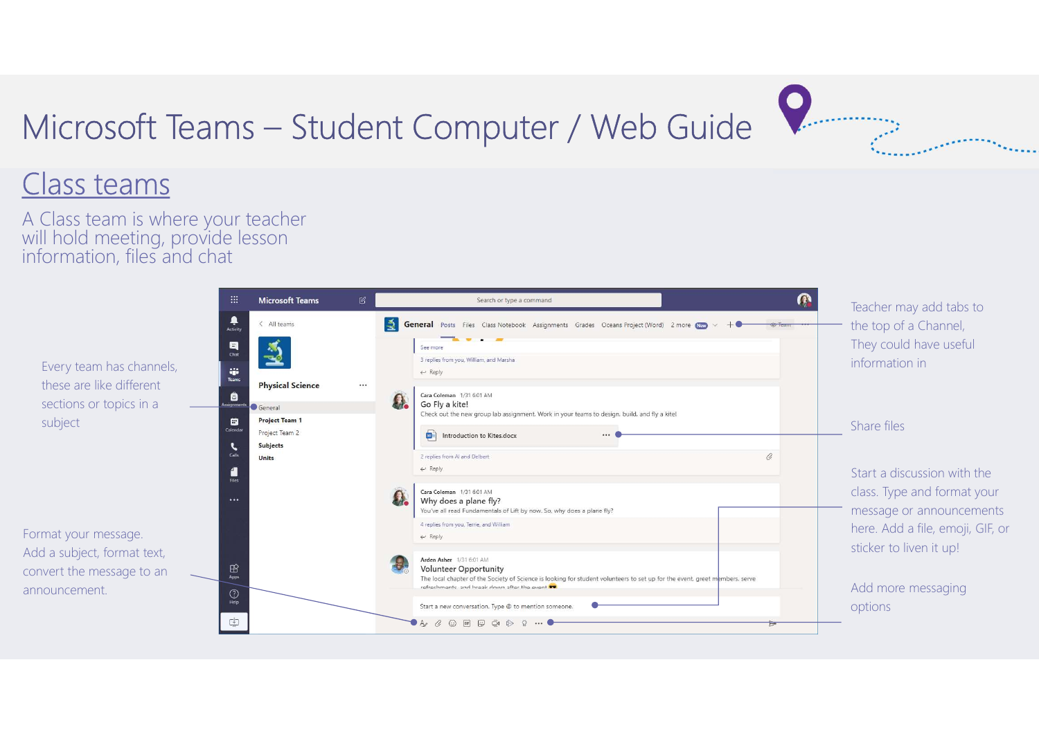# Microsoft Teams – Student Computer / Web Guide

## Class teams

A Class team is where your teacher will hold meeting, provide lesson information, files and chat

Every team has channels, these are like different sections or topics in a subject

Format your message. Add a subject, format text, convert the message to an announcement.

Teacher may add tabs to the top of a Channel, They could have useful information in

Share files

Start a discussion with the class. Type and format your message or announcements here. Add a file, emoji, GIF, or sticker to liven it up!

Add more messaging options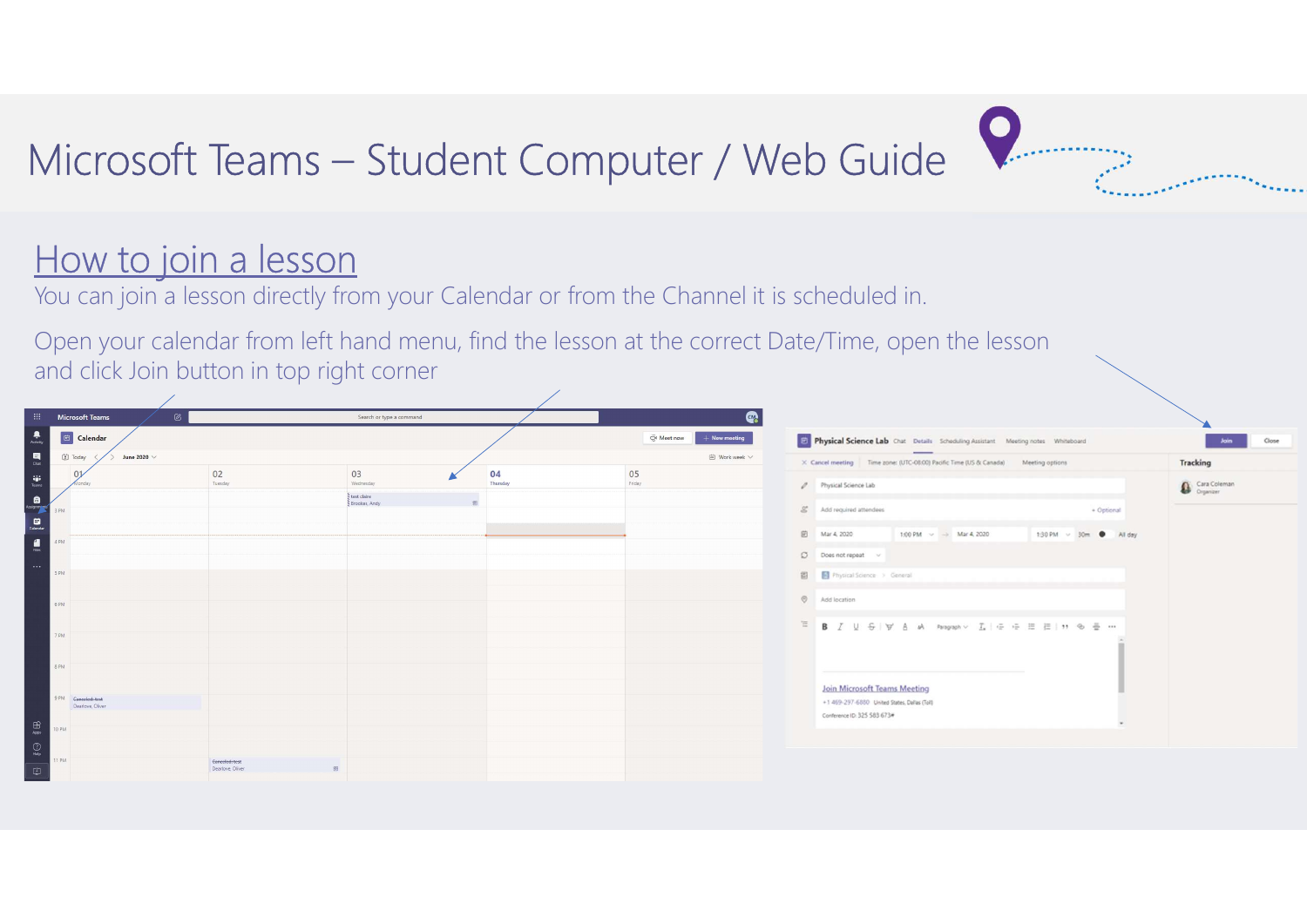# Microsoft Teams – Student Computer / Web Guide

## How to join a lesson

You can join a lesson directly from your Calendar or from the Channel it is scheduled in.

Open your calendar from left hand menu, find the lesson at the correct Date/Time, open the lesson and click Join button in top right corner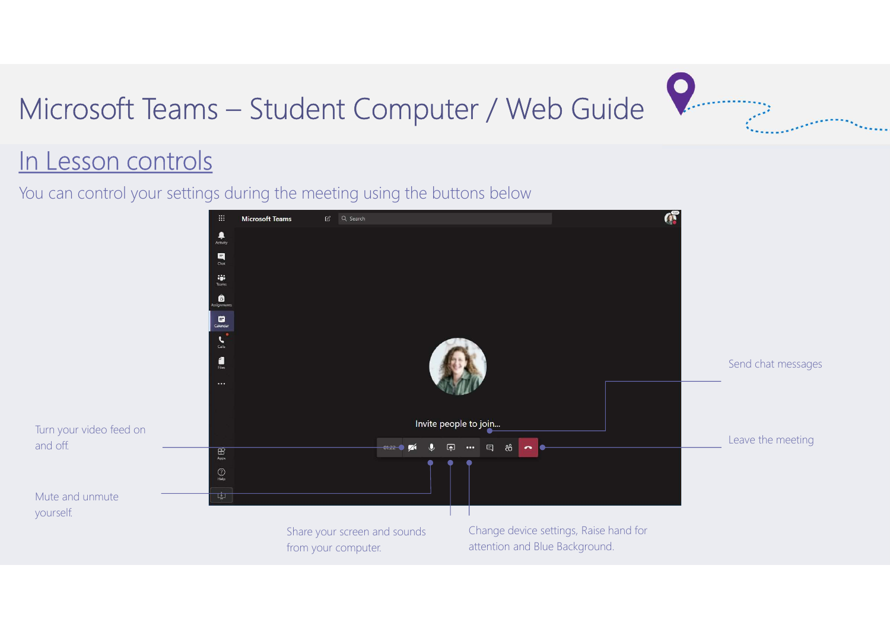# Microsoft Teams – Student Computer / Web Guide

## In Lesson controls

You can control your settings during the meeting using the buttons below

Send chat messages

Leave the meeting

Turn your video feed on and off.

Mute and unmute yourself.

Share your screen and sounds from your computer.

Change device settings, Raise hand for attention and Blue Background.